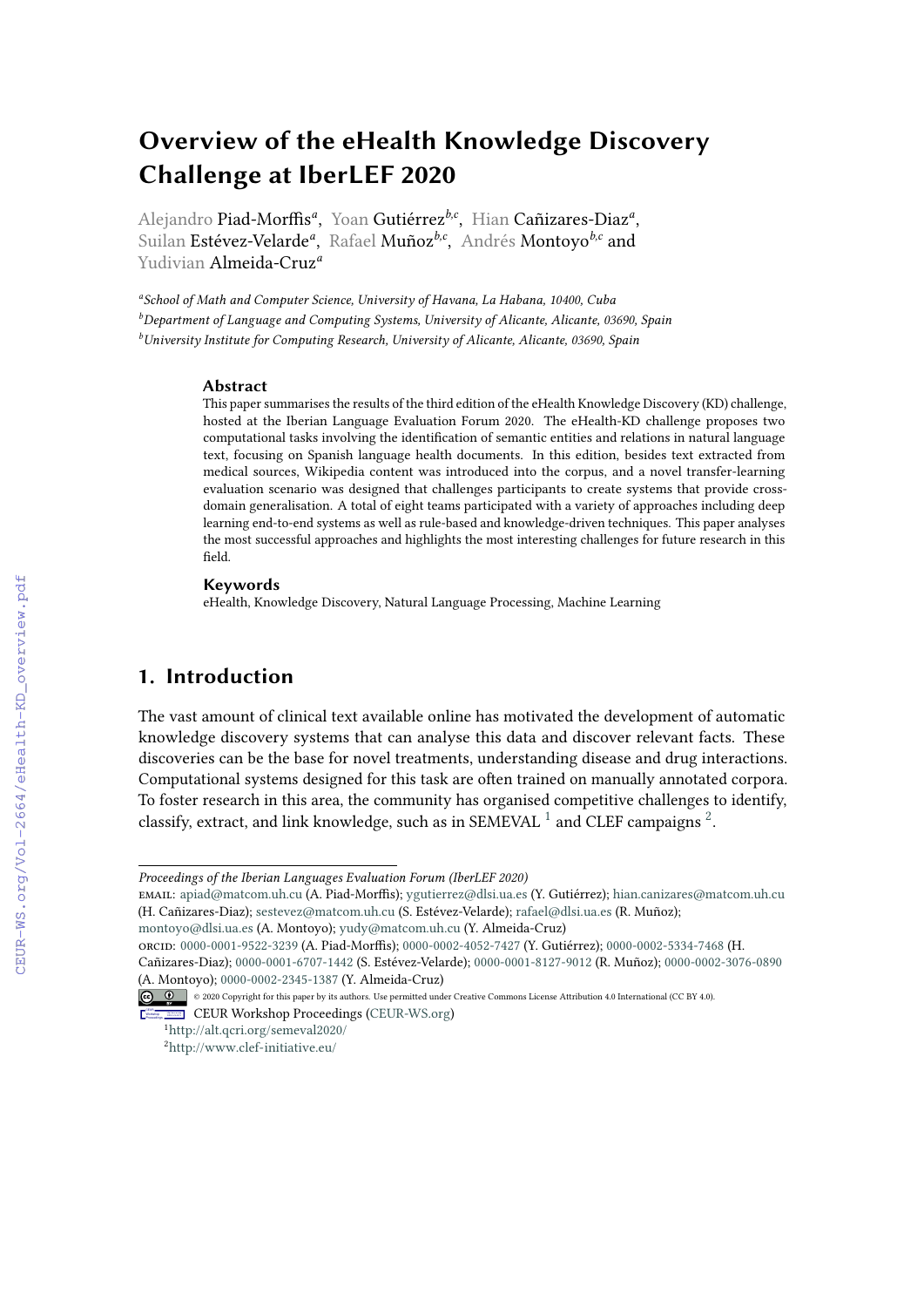# Overview of the eHealth Knowledge Discovery Challenge at IberLEF 2020

Alejandro Piad-Morffis[a], Yoan Gutiérrez[b,c], Hian Cañizares-Diaz[a], Suilan Estévez-Velarde[a], Rafael Muñoz[b,c], Andrés Montoyo[b,c] and Yudivian Almeida-Cruz[a]

[a] *School of Math and Computer Science, University of Havana, La Habana, 10400, Cuba*
[b] *Department of Language and Computing Systems, University of Alicante, Alicante, 03690, Spain*
[b] *University Institute for Computing Research, University of Alicante, Alicante, 03690, Spain*

### Abstract

This paper summarises the results of the third edition of the eHealth Knowledge Discovery (KD) challenge, hosted at the Iberian Language Evaluation Forum 2020. The eHealth-KD challenge proposes two computational tasks involving the identification of semantic entities and relations in natural language text, focusing on Spanish language health documents. In this edition, besides text extracted from medical sources, Wikipedia content was introduced into the corpus, and a novel transfer-learning evaluation scenario was designed that challenges participants to create systems that provide cross-domain generalisation. A total of eight teams participated with a variety of approaches including deep learning end-to-end systems as well as rule-based and knowledge-driven techniques. This paper analyses the most successful approaches and highlights the most interesting challenges for future research in this field.

### Keywords

eHealth, Knowledge Discovery, Natural Language Processing, Machine Learning

## 1. Introduction

The vast amount of clinical text available online has motivated the development of automatic knowledge discovery systems that can analyse this data and discover relevant facts. These discoveries can be the base for novel treatments, understanding disease and drug interactions. Computational systems designed for this task are often trained on manually annotated corpora. To foster research in this area, the community has organised competitive challenges to identify, classify, extract, and link knowledge, such as in SEMEVAL [1] and CLEF campaigns [2].

---

*Proceedings of the Iberian Languages Evaluation Forum (IberLEF 2020)*

EMAIL: apiad@matcom.uh.cu (A. Piad-Morffis); ygutierrez@dlsi.ua.es (Y. Gutiérrez); hian.canizares@matcom.uh.cu (H. Cañizares-Diaz); sestevez@matcom.uh.cu (S. Estévez-Velarde); rafael@dlsi.ua.es (R. Muñoz); montoyo@dlsi.ua.es (A. Montoyo); yudy@matcom.uh.cu (Y. Almeida-Cruz)

ORCID: 0000-0001-9522-3239 (A. Piad-Morffis); 0000-0002-4052-7427 (Y. Gutiérrez); 0000-0002-5334-7468 (H. Cañizares-Diaz); 0000-0001-6707-1442 (S. Estévez-Velarde); 0000-0001-8127-9012 (R. Muñoz); 0000-0002-3076-0890 (A. Montoyo); 0000-0002-2345-1387 (Y. Almeida-Cruz)

© 2020 Copyright for this paper by its authors. Use permitted under Creative Commons License Attribution 4.0 International (CC BY 4.0).

CEUR Workshop Proceedings (CEUR-WS.org)

[1] http://alt.qcri.org/semeval2020/

[2] http://www.clef-initiative.eu/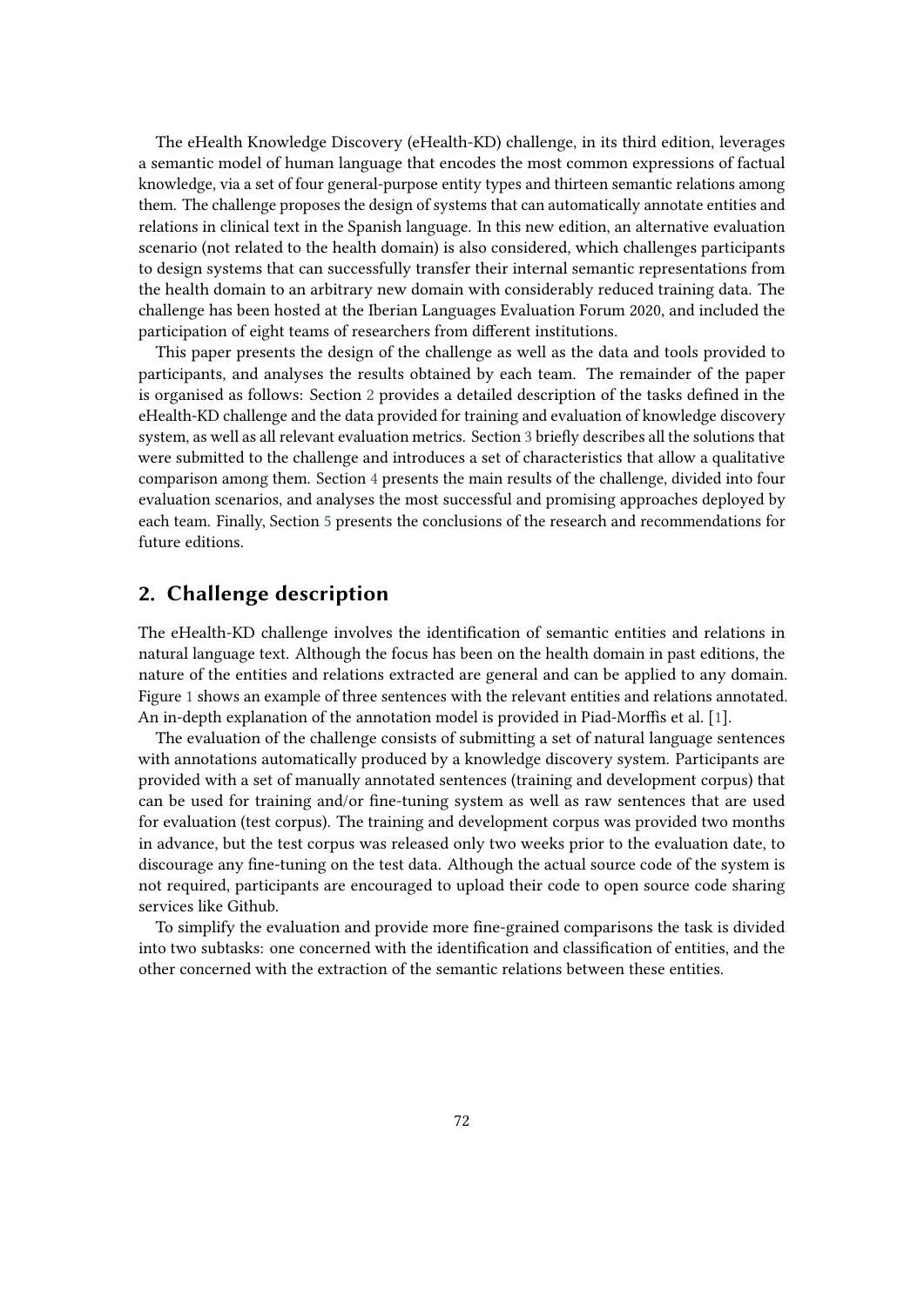The eHealth Knowledge Discovery (eHealth-KD) challenge, in its third edition, leverages a semantic model of human language that encodes the most common expressions of factual knowledge, via a set of four general-purpose entity types and thirteen semantic relations among them. The challenge proposes the design of systems that can automatically annotate entities and relations in clinical text in the Spanish language. In this new edition, an alternative evaluation scenario (not related to the health domain) is also considered, which challenges participants to design systems that can successfully transfer their internal semantic representations from the health domain to an arbitrary new domain with considerably reduced training data. The challenge has been hosted at the Iberian Languages Evaluation Forum 2020, and included the participation of eight teams of researchers from different institutions.

This paper presents the design of the challenge as well as the data and tools provided to participants, and analyses the results obtained by each team. The remainder of the paper is organised as follows: Section 2 provides a detailed description of the tasks defined in the eHealth-KD challenge and the data provided for training and evaluation of knowledge discovery system, as well as all relevant evaluation metrics. Section 3 briefly describes all the solutions that were submitted to the challenge and introduces a set of characteristics that allow a qualitative comparison among them. Section 4 presents the main results of the challenge, divided into four evaluation scenarios, and analyses the most successful and promising approaches deployed by each team. Finally, Section 5 presents the conclusions of the research and recommendations for future editions.

## 2. Challenge description

The eHealth-KD challenge involves the identification of semantic entities and relations in natural language text. Although the focus has been on the health domain in past editions, the nature of the entities and relations extracted are general and can be applied to any domain. Figure 1 shows an example of three sentences with the relevant entities and relations annotated. An in-depth explanation of the annotation model is provided in Piad-Morffis et al. [1].

The evaluation of the challenge consists of submitting a set of natural language sentences with annotations automatically produced by a knowledge discovery system. Participants are provided with a set of manually annotated sentences (training and development corpus) that can be used for training and/or fine-tuning system as well as raw sentences that are used for evaluation (test corpus). The training and development corpus was provided two months in advance, but the test corpus was released only two weeks prior to the evaluation date, to discourage any fine-tuning on the test data. Although the actual source code of the system is not required, participants are encouraged to upload their code to open source code sharing services like Github.

To simplify the evaluation and provide more fine-grained comparisons the task is divided into two subtasks: one concerned with the identification and classification of entities, and the other concerned with the extraction of the semantic relations between these entities.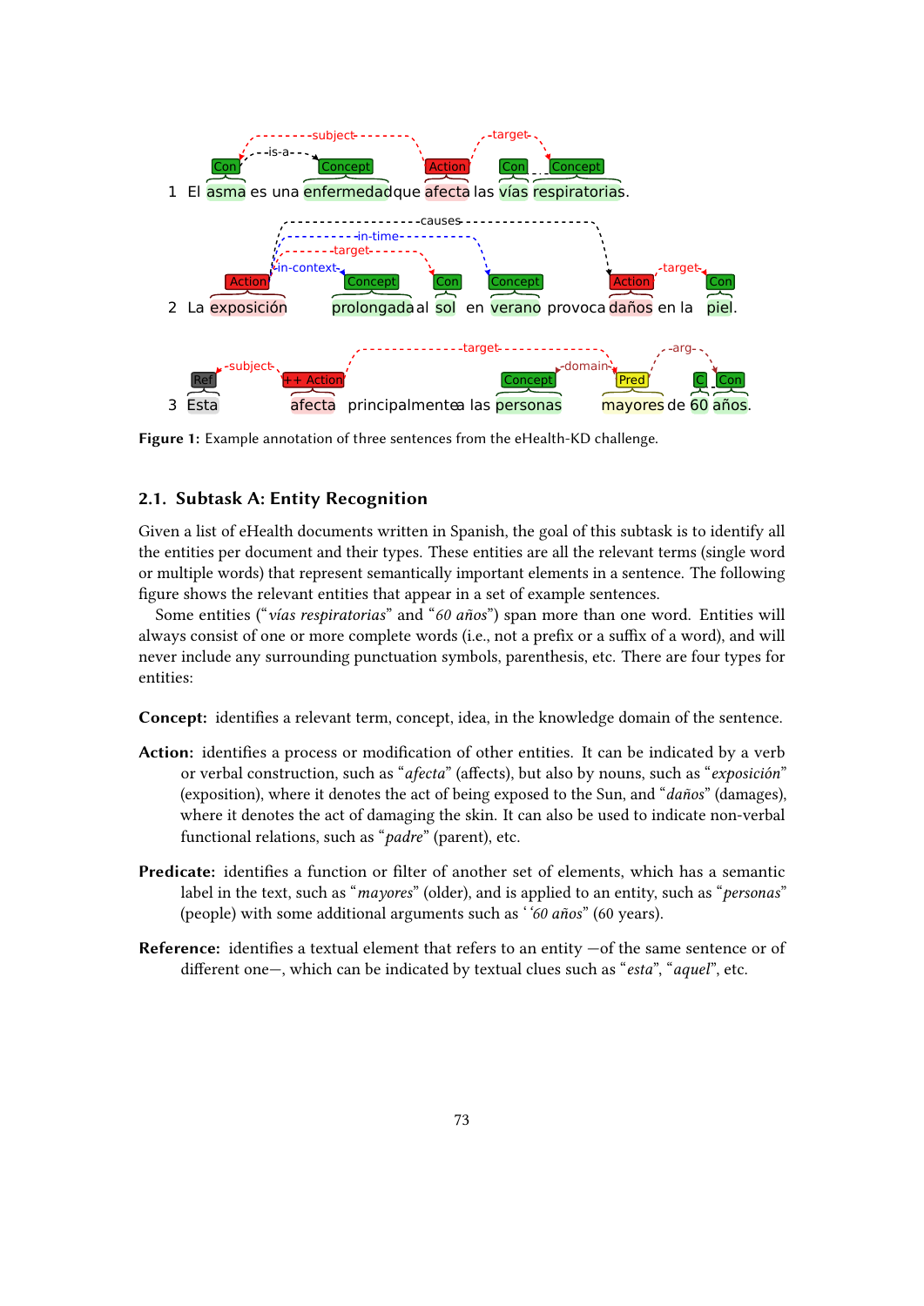1 El asma es una enfermedad que afecta las vías respiratorias.

2 La exposición prolongada al sol en verano provoca daños en la piel.

3 Esta afecta principalmente a las personas mayores de 60 años.

**Figure 1:** Example annotation of three sentences from the eHealth-KD challenge.

## 2.1. Subtask A: Entity Recognition

Given a list of eHealth documents written in Spanish, the goal of this subtask is to identify all the entities per document and their types. These entities are all the relevant terms (single word or multiple words) that represent semantically important elements in a sentence. The following figure shows the relevant entities that appear in a set of example sentences.

Some entities ("*vías respiratorias*" and "*60 años*") span more than one word. Entities will always consist of one or more complete words (i.e., not a prefix or a suffix of a word), and will never include any surrounding punctuation symbols, parenthesis, etc. There are four types for entities:

**Concept:** identifies a relevant term, concept, idea, in the knowledge domain of the sentence.

**Action:** identifies a process or modification of other entities. It can be indicated by a verb or verbal construction, such as "*afecta*" (affects), but also by nouns, such as "*exposición*" (exposition), where it denotes the act of being exposed to the Sun, and "*daños*" (damages), where it denotes the act of damaging the skin. It can also be used to indicate non-verbal functional relations, such as "*padre*" (parent), etc.

**Predicate:** identifies a function or filter of another set of elements, which has a semantic label in the text, such as "*mayores*" (older), and is applied to an entity, such as "*personas*" (people) with some additional arguments such as '‘*60 años*" (60 years).

**Reference:** identifies a textual element that refers to an entity —of the same sentence or of different one—, which can be indicated by textual clues such as "*esta*", "*aquel*", etc.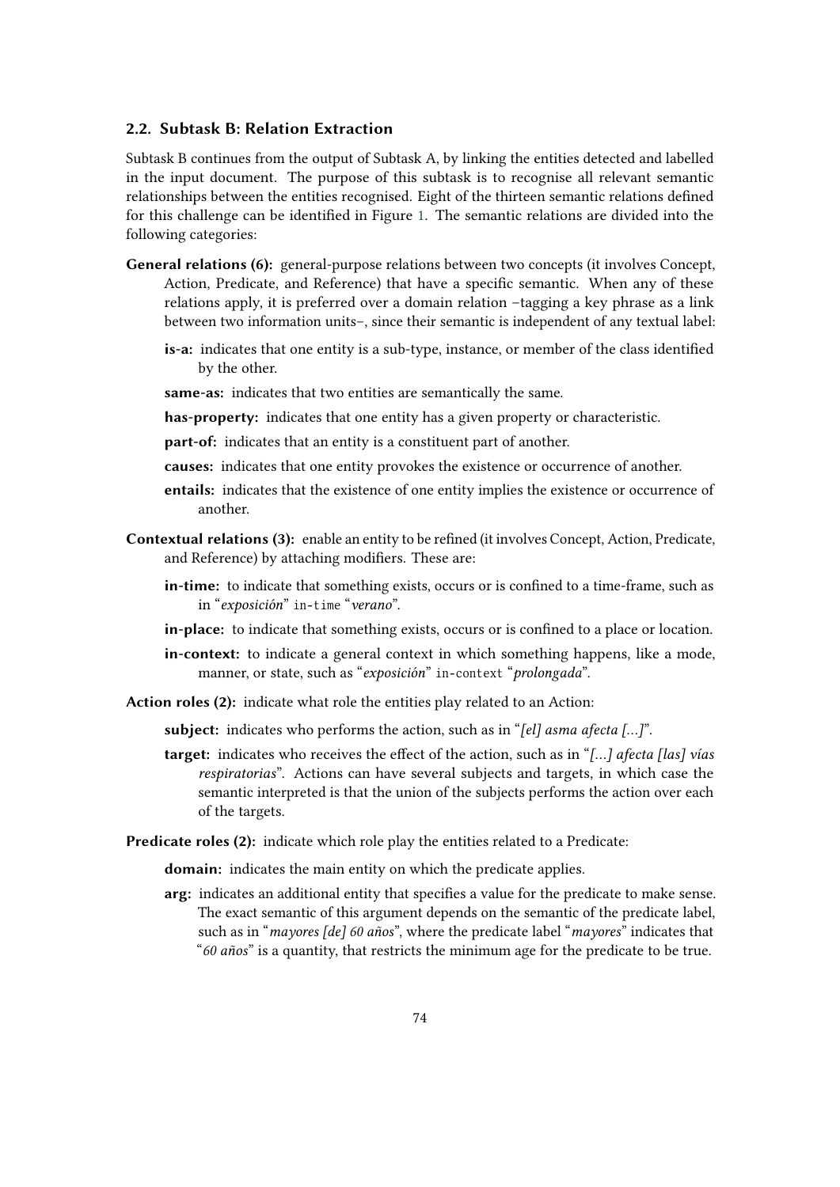### 2.2. Subtask B: Relation Extraction

Subtask B continues from the output of Subtask A, by linking the entities detected and labelled in the input document. The purpose of this subtask is to recognise all relevant semantic relationships between the entities recognised. Eight of the thirteen semantic relations defined for this challenge can be identified in Figure 1. The semantic relations are divided into the following categories:

**General relations (6):** general-purpose relations between two concepts (it involves Concept, Action, Predicate, and Reference) that have a specific semantic. When any of these relations apply, it is preferred over a domain relation –tagging a key phrase as a link between two information units–, since their semantic is independent of any textual label:

- **is-a:** indicates that one entity is a sub-type, instance, or member of the class identified by the other.
- **same-as:** indicates that two entities are semantically the same.
- **has-property:** indicates that one entity has a given property or characteristic.
- **part-of:** indicates that an entity is a constituent part of another.
- **causes:** indicates that one entity provokes the existence or occurrence of another.
- **entails:** indicates that the existence of one entity implies the existence or occurrence of another.

**Contextual relations (3):** enable an entity to be refined (it involves Concept, Action, Predicate, and Reference) by attaching modifiers. These are:

- **in-time:** to indicate that something exists, occurs or is confined to a time-frame, such as in "*exposición*" `in-time` "*verano*".
- **in-place:** to indicate that something exists, occurs or is confined to a place or location.
- **in-context:** to indicate a general context in which something happens, like a mode, manner, or state, such as "*exposición*" `in-context` "*prolongada*".

**Action roles (2):** indicate what role the entities play related to an Action:

- **subject:** indicates who performs the action, such as in "*[el] asma afecta [...]*".
- **target:** indicates who receives the effect of the action, such as in "*[...] afecta [las] vías respiratorias*". Actions can have several subjects and targets, in which case the semantic interpreted is that the union of the subjects performs the action over each of the targets.

**Predicate roles (2):** indicate which role play the entities related to a Predicate:

- **domain:** indicates the main entity on which the predicate applies.
- **arg:** indicates an additional entity that specifies a value for the predicate to make sense. The exact semantic of this argument depends on the semantic of the predicate label, such as in "*mayores [de] 60 años*", where the predicate label "*mayores*" indicates that "*60 años*" is a quantity, that restricts the minimum age for the predicate to be true.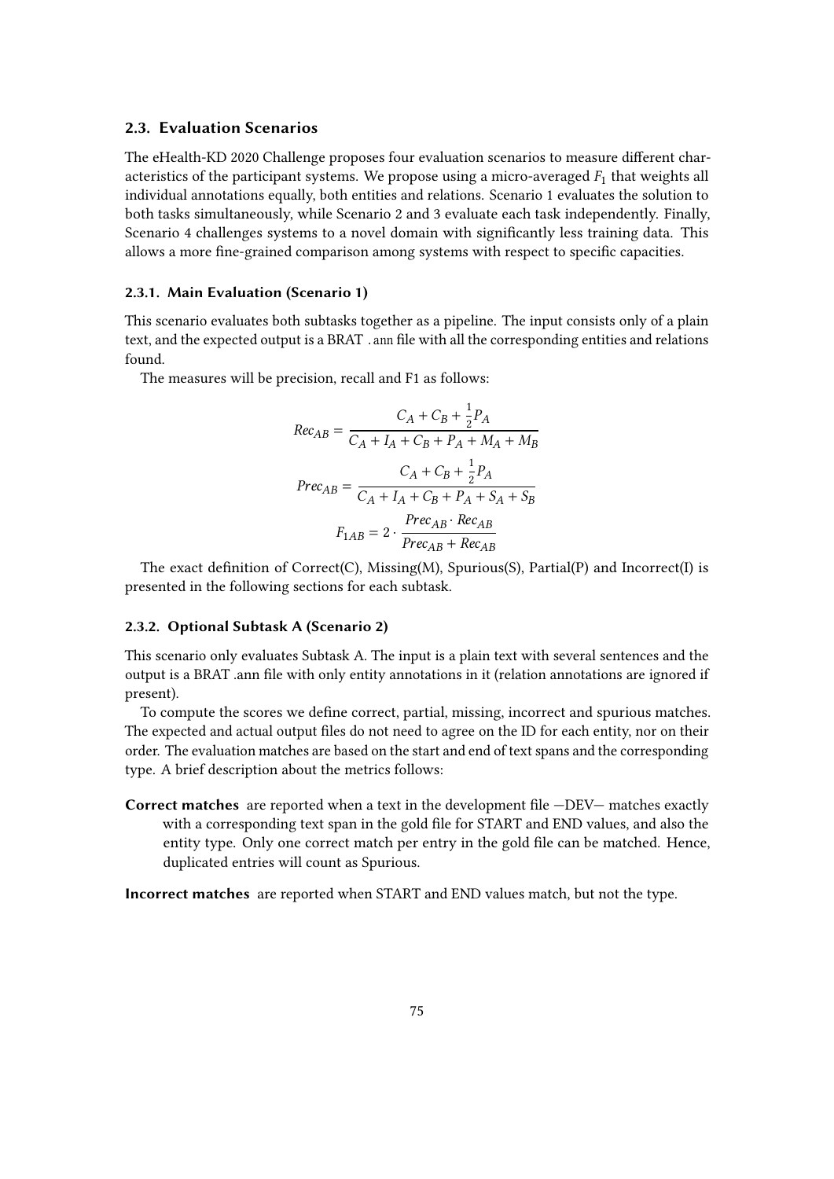### 2.3. Evaluation Scenarios

The eHealth-KD 2020 Challenge proposes four evaluation scenarios to measure different characteristics of the participant systems. We propose using a micro-averaged $F_1$ that weights all individual annotations equally, both entities and relations. Scenario 1 evaluates the solution to both tasks simultaneously, while Scenario 2 and 3 evaluate each task independently. Finally, Scenario 4 challenges systems to a novel domain with significantly less training data. This allows a more fine-grained comparison among systems with respect to specific capacities.

#### 2.3.1. Main Evaluation (Scenario 1)

This scenario evaluates both subtasks together as a pipeline. The input consists only of a plain text, and the expected output is a BRAT `.ann` file with all the corresponding entities and relations found.

The measures will be precision, recall and F1 as follows:

$$Rec_{AB} = \frac{C_A + C_B + \frac{1}{2}P_A}{C_A + I_A + C_B + P_A + M_A + M_B}$$

$$Prec_{AB} = \frac{C_A + C_B + \frac{1}{2}P_A}{C_A + I_A + C_B + P_A + S_A + S_B}$$

$$F_{1AB} = 2 \cdot \frac{Prec_{AB} \cdot Rec_{AB}}{Prec_{AB} + Rec_{AB}}$$

The exact definition of Correct(C), Missing(M), Spurious(S), Partial(P) and Incorrect(I) is presented in the following sections for each subtask.

#### 2.3.2. Optional Subtask A (Scenario 2)

This scenario only evaluates Subtask A. The input is a plain text with several sentences and the output is a BRAT .ann file with only entity annotations in it (relation annotations are ignored if present).

To compute the scores we define correct, partial, missing, incorrect and spurious matches. The expected and actual output files do not need to agree on the ID for each entity, nor on their order. The evaluation matches are based on the start and end of text spans and the corresponding type. A brief description about the metrics follows:

**Correct matches** are reported when a text in the development file —DEV— matches exactly with a corresponding text span in the gold file for START and END values, and also the entity type. Only one correct match per entry in the gold file can be matched. Hence, duplicated entries will count as Spurious.

**Incorrect matches** are reported when START and END values match, but not the type.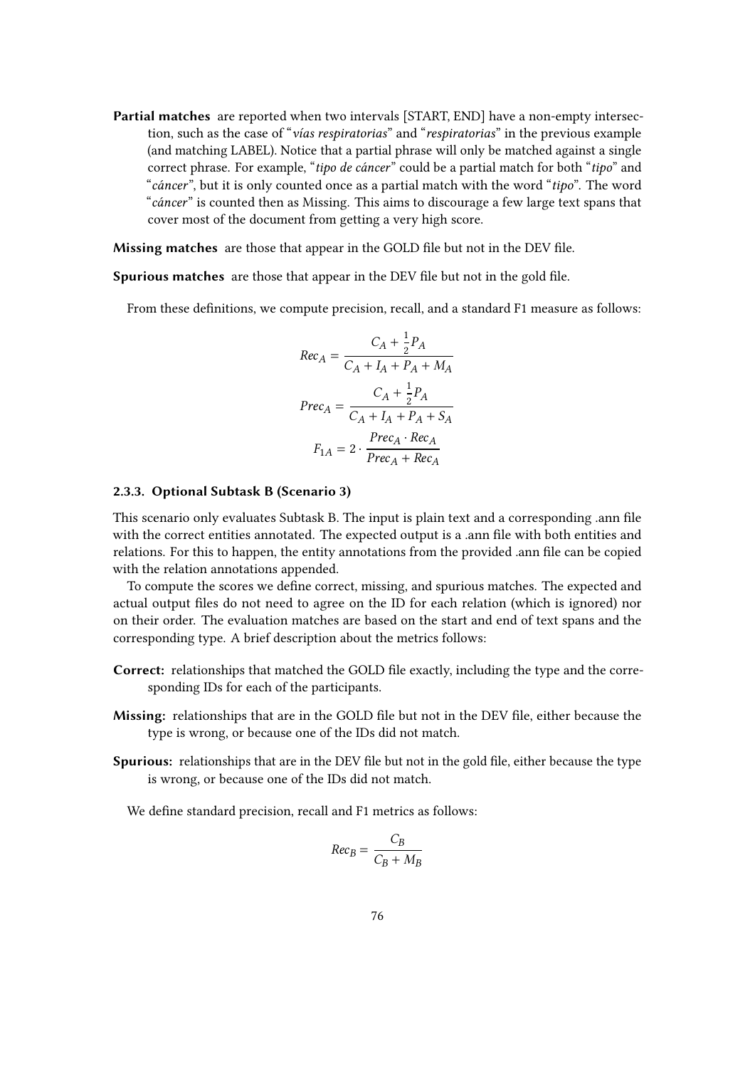**Partial matches** are reported when two intervals [START, END] have a non-empty intersection, such as the case of "*vías respiratorias*" and "*respiratorias*" in the previous example (and matching LABEL). Notice that a partial phrase will only be matched against a single correct phrase. For example, "*tipo de cáncer*" could be a partial match for both "*tipo*" and "*cáncer*", but it is only counted once as a partial match with the word "*tipo*". The word "*cáncer*" is counted then as Missing. This aims to discourage a few large text spans that cover most of the document from getting a very high score.

**Missing matches** are those that appear in the GOLD file but not in the DEV file.

**Spurious matches** are those that appear in the DEV file but not in the gold file.

From these definitions, we compute precision, recall, and a standard F1 measure as follows:

$$Rec_A = \frac{C_A + \frac{1}{2}P_A}{C_A + I_A + P_A + M_A}$$

$$Prec_A = \frac{C_A + \frac{1}{2}P_A}{C_A + I_A + P_A + S_A}$$

$$F_{1A} = 2 \cdot \frac{Prec_A \cdot Rec_A}{Prec_A + Rec_A}$$

### 2.3.3. Optional Subtask B (Scenario 3)

This scenario only evaluates Subtask B. The input is plain text and a corresponding .ann file with the correct entities annotated. The expected output is a .ann file with both entities and relations. For this to happen, the entity annotations from the provided .ann file can be copied with the relation annotations appended.

To compute the scores we define correct, missing, and spurious matches. The expected and actual output files do not need to agree on the ID for each relation (which is ignored) nor on their order. The evaluation matches are based on the start and end of text spans and the corresponding type. A brief description about the metrics follows:

**Correct:** relationships that matched the GOLD file exactly, including the type and the corresponding IDs for each of the participants.

**Missing:** relationships that are in the GOLD file but not in the DEV file, either because the type is wrong, or because one of the IDs did not match.

**Spurious:** relationships that are in the DEV file but not in the gold file, either because the type is wrong, or because one of the IDs did not match.

We define standard precision, recall and F1 metrics as follows:

$$Rec_B = \frac{C_B}{C_B + M_B}$$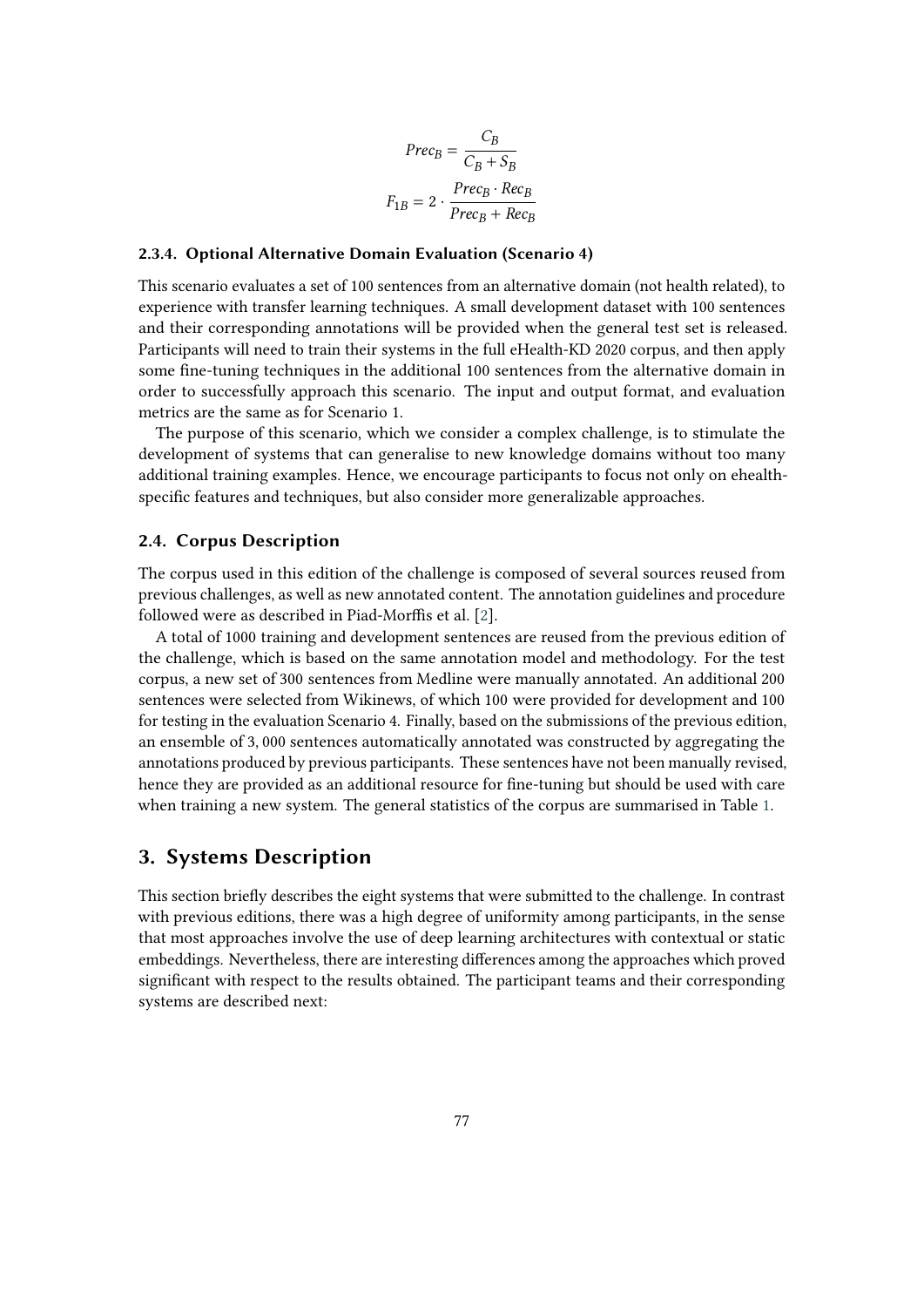$$Prec_B = \frac{C_B}{C_B + S_B}$$

$$F_{1B} = 2 \cdot \frac{Prec_B \cdot Rec_B}{Prec_B + Rec_B}$$

#### 2.3.4. Optional Alternative Domain Evaluation (Scenario 4)

This scenario evaluates a set of 100 sentences from an alternative domain (not health related), to experience with transfer learning techniques. A small development dataset with 100 sentences and their corresponding annotations will be provided when the general test set is released. Participants will need to train their systems in the full eHealth-KD 2020 corpus, and then apply some fine-tuning techniques in the additional 100 sentences from the alternative domain in order to successfully approach this scenario. The input and output format, and evaluation metrics are the same as for Scenario 1.

The purpose of this scenario, which we consider a complex challenge, is to stimulate the development of systems that can generalise to new knowledge domains without too many additional training examples. Hence, we encourage participants to focus not only on ehealth-specific features and techniques, but also consider more generalizable approaches.

### 2.4. Corpus Description

The corpus used in this edition of the challenge is composed of several sources reused from previous challenges, as well as new annotated content. The annotation guidelines and procedure followed were as described in Piad-Morffis et al. [2].

A total of 1000 training and development sentences are reused from the previous edition of the challenge, which is based on the same annotation model and methodology. For the test corpus, a new set of 300 sentences from Medline were manually annotated. An additional 200 sentences were selected from Wikinews, of which 100 were provided for development and 100 for testing in the evaluation Scenario 4. Finally, based on the submissions of the previous edition, an ensemble of 3, 000 sentences automatically annotated was constructed by aggregating the annotations produced by previous participants. These sentences have not been manually revised, hence they are provided as an additional resource for fine-tuning but should be used with care when training a new system. The general statistics of the corpus are summarised in Table 1.

## 3. Systems Description

This section briefly describes the eight systems that were submitted to the challenge. In contrast with previous editions, there was a high degree of uniformity among participants, in the sense that most approaches involve the use of deep learning architectures with contextual or static embeddings. Nevertheless, there are interesting differences among the approaches which proved significant with respect to the results obtained. The participant teams and their corresponding systems are described next: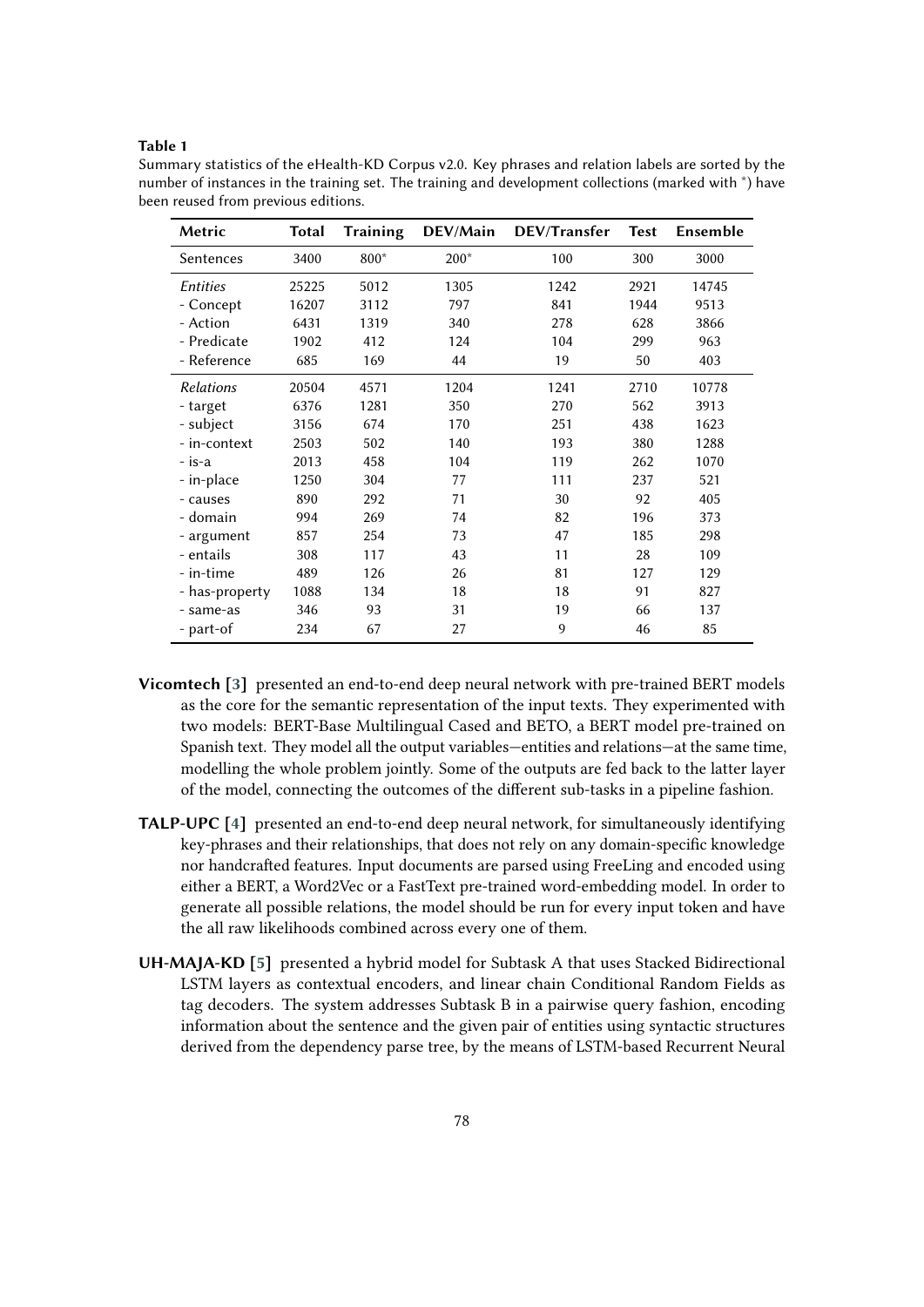**Table 1**

Summary statistics of the eHealth-KD Corpus v2.0. Key phrases and relation labels are sorted by the number of instances in the training set. The training and development collections (marked with *) have been reused from previous editions.

| Metric | Total | Training | DEV/Main | DEV/Transfer | Test | Ensemble |
|---|---|---|---|---|---|---|
| Sentences | 3400 | 800* | 200* | 100 | 300 | 3000 |
| *Entities* | 25225 | 5012 | 1305 | 1242 | 2921 | 14745 |
| - Concept | 16207 | 3112 | 797 | 841 | 1944 | 9513 |
| - Action | 6431 | 1319 | 340 | 278 | 628 | 3866 |
| - Predicate | 1902 | 412 | 124 | 104 | 299 | 963 |
| - Reference | 685 | 169 | 44 | 19 | 50 | 403 |
| *Relations* | 20504 | 4571 | 1204 | 1241 | 2710 | 10778 |
| - target | 6376 | 1281 | 350 | 270 | 562 | 3913 |
| - subject | 3156 | 674 | 170 | 251 | 438 | 1623 |
| - in-context | 2503 | 502 | 140 | 193 | 380 | 1288 |
| - is-a | 2013 | 458 | 104 | 119 | 262 | 1070 |
| - in-place | 1250 | 304 | 77 | 111 | 237 | 521 |
| - causes | 890 | 292 | 71 | 30 | 92 | 405 |
| - domain | 994 | 269 | 74 | 82 | 196 | 373 |
| - argument | 857 | 254 | 73 | 47 | 185 | 298 |
| - entails | 308 | 117 | 43 | 11 | 28 | 109 |
| - in-time | 489 | 126 | 26 | 81 | 127 | 129 |
| - has-property | 1088 | 134 | 18 | 18 | 91 | 827 |
| - same-as | 346 | 93 | 31 | 19 | 66 | 137 |
| - part-of | 234 | 67 | 27 | 9 | 46 | 85 |

**Vicomtech [3]** presented an end-to-end deep neural network with pre-trained BERT models as the core for the semantic representation of the input texts. They experimented with two models: BERT-Base Multilingual Cased and BETO, a BERT model pre-trained on Spanish text. They model all the output variables—entities and relations—at the same time, modelling the whole problem jointly. Some of the outputs are fed back to the latter layer of the model, connecting the outcomes of the different sub-tasks in a pipeline fashion.

**TALP-UPC [4]** presented an end-to-end deep neural network, for simultaneously identifying key-phrases and their relationships, that does not rely on any domain-specific knowledge nor handcrafted features. Input documents are parsed using FreeLing and encoded using either a BERT, a Word2Vec or a FastText pre-trained word-embedding model. In order to generate all possible relations, the model should be run for every input token and have the all raw likelihoods combined across every one of them.

**UH-MAJA-KD [5]** presented a hybrid model for Subtask A that uses Stacked Bidirectional LSTM layers as contextual encoders, and linear chain Conditional Random Fields as tag decoders. The system addresses Subtask B in a pairwise query fashion, encoding information about the sentence and the given pair of entities using syntactic structures derived from the dependency parse tree, by the means of LSTM-based Recurrent Neural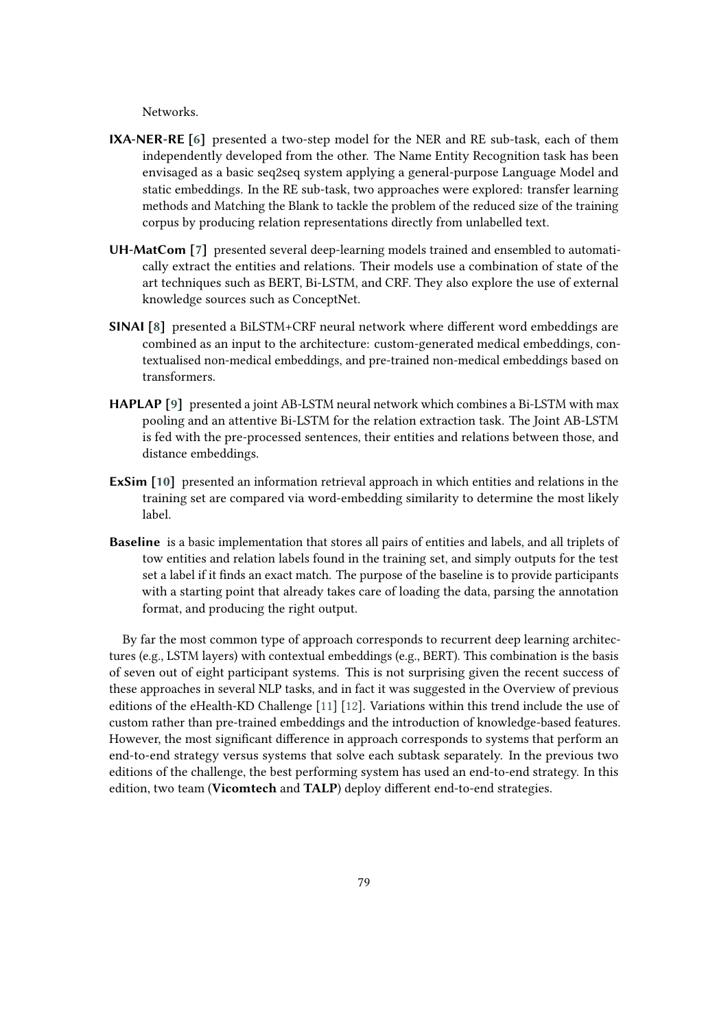Networks.

**IXA-NER-RE [6]** presented a two-step model for the NER and RE sub-task, each of them independently developed from the other. The Name Entity Recognition task has been envisaged as a basic seq2seq system applying a general-purpose Language Model and static embeddings. In the RE sub-task, two approaches were explored: transfer learning methods and Matching the Blank to tackle the problem of the reduced size of the training corpus by producing relation representations directly from unlabelled text.

**UH-MatCom [7]** presented several deep-learning models trained and ensembled to automatically extract the entities and relations. Their models use a combination of state of the art techniques such as BERT, Bi-LSTM, and CRF. They also explore the use of external knowledge sources such as ConceptNet.

**SINAI [8]** presented a BiLSTM+CRF neural network where different word embeddings are combined as an input to the architecture: custom-generated medical embeddings, contextualised non-medical embeddings, and pre-trained non-medical embeddings based on transformers.

**HAPLAP [9]** presented a joint AB-LSTM neural network which combines a Bi-LSTM with max pooling and an attentive Bi-LSTM for the relation extraction task. The Joint AB-LSTM is fed with the pre-processed sentences, their entities and relations between those, and distance embeddings.

**ExSim [10]** presented an information retrieval approach in which entities and relations in the training set are compared via word-embedding similarity to determine the most likely label.

**Baseline** is a basic implementation that stores all pairs of entities and labels, and all triplets of tow entities and relation labels found in the training set, and simply outputs for the test set a label if it finds an exact match. The purpose of the baseline is to provide participants with a starting point that already takes care of loading the data, parsing the annotation format, and producing the right output.

By far the most common type of approach corresponds to recurrent deep learning architectures (e.g., LSTM layers) with contextual embeddings (e.g., BERT). This combination is the basis of seven out of eight participant systems. This is not surprising given the recent success of these approaches in several NLP tasks, and in fact it was suggested in the Overview of previous editions of the eHealth-KD Challenge [11] [12]. Variations within this trend include the use of custom rather than pre-trained embeddings and the introduction of knowledge-based features. However, the most significant difference in approach corresponds to systems that perform an end-to-end strategy versus systems that solve each subtask separately. In the previous two editions of the challenge, the best performing system has used an end-to-end strategy. In this edition, two team (**Vicomtech** and **TALP**) deploy different end-to-end strategies.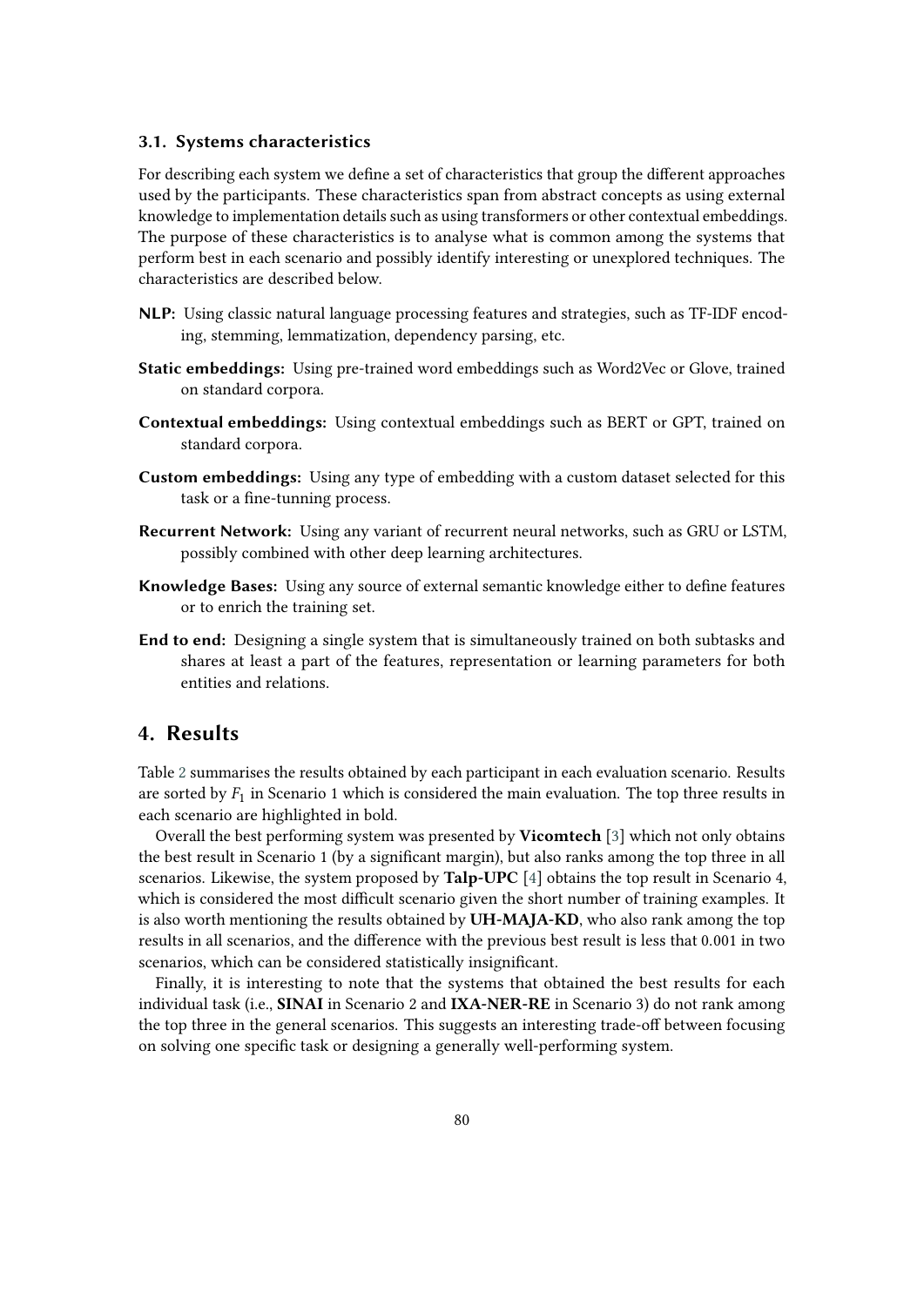### 3.1. Systems characteristics

For describing each system we define a set of characteristics that group the different approaches used by the participants. These characteristics span from abstract concepts as using external knowledge to implementation details such as using transformers or other contextual embeddings. The purpose of these characteristics is to analyse what is common among the systems that perform best in each scenario and possibly identify interesting or unexplored techniques. The characteristics are described below.

**NLP:** Using classic natural language processing features and strategies, such as TF-IDF encoding, stemming, lemmatization, dependency parsing, etc.

**Static embeddings:** Using pre-trained word embeddings such as Word2Vec or Glove, trained on standard corpora.

**Contextual embeddings:** Using contextual embeddings such as BERT or GPT, trained on standard corpora.

**Custom embeddings:** Using any type of embedding with a custom dataset selected for this task or a fine-tunning process.

**Recurrent Network:** Using any variant of recurrent neural networks, such as GRU or LSTM, possibly combined with other deep learning architectures.

**Knowledge Bases:** Using any source of external semantic knowledge either to define features or to enrich the training set.

**End to end:** Designing a single system that is simultaneously trained on both subtasks and shares at least a part of the features, representation or learning parameters for both entities and relations.

## 4. Results

Table 2 summarises the results obtained by each participant in each evaluation scenario. Results are sorted by $F_1$ in Scenario 1 which is considered the main evaluation. The top three results in each scenario are highlighted in bold.

Overall the best performing system was presented by **Vicomtech** [3] which not only obtains the best result in Scenario 1 (by a significant margin), but also ranks among the top three in all scenarios. Likewise, the system proposed by **Talp-UPC** [4] obtains the top result in Scenario 4, which is considered the most difficult scenario given the short number of training examples. It is also worth mentioning the results obtained by **UH-MAJA-KD**, who also rank among the top results in all scenarios, and the difference with the previous best result is less that 0.001 in two scenarios, which can be considered statistically insignificant.

Finally, it is interesting to note that the systems that obtained the best results for each individual task (i.e., **SINAI** in Scenario 2 and **IXA-NER-RE** in Scenario 3) do not rank among the top three in the general scenarios. This suggests an interesting trade-off between focusing on solving one specific task or designing a generally well-performing system.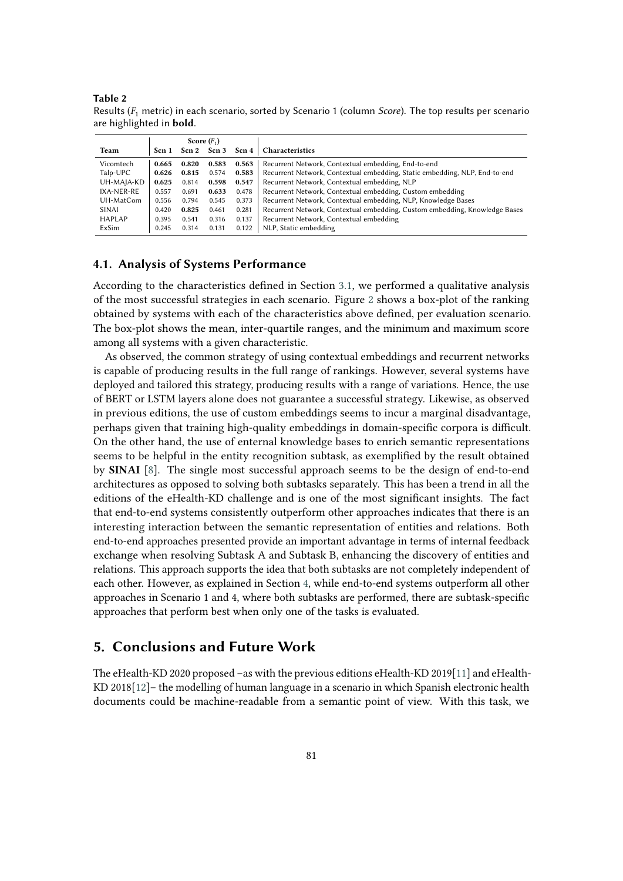**Table 2**
Results ($F_1$ metric) in each scenario, sorted by Scenario 1 (column *Score*). The top results per scenario are highlighted in **bold**.

| Team | Score ($F_1$) | | | | Characteristics |
|---|---|---|---|---|---|
| | Scn 1 | Scn 2 | Scn 3 | Scn 4 | |
| Vicomtech | **0.665** | **0.820** | **0.583** | **0.563** | Recurrent Network, Contextual embedding, End-to-end |
| Talp-UPC | **0.626** | **0.815** | 0.574 | **0.583** | Recurrent Network, Contextual embedding, Static embedding, NLP, End-to-end |
| UH-MAJA-KD | **0.625** | 0.814 | **0.598** | **0.547** | Recurrent Network, Contextual embedding, NLP |
| IXA-NER-RE | 0.557 | 0.691 | **0.633** | 0.478 | Recurrent Network, Contextual embedding, Custom embedding |
| UH-MatCom | 0.556 | 0.794 | 0.545 | 0.373 | Recurrent Network, Contextual embedding, NLP, Knowledge Bases |
| SINAI | 0.420 | **0.825** | 0.461 | 0.281 | Recurrent Network, Contextual embedding, Custom embedding, Knowledge Bases |
| HAPLAP | 0.395 | 0.541 | 0.316 | 0.137 | Recurrent Network, Contextual embedding |
| ExSim | 0.245 | 0.314 | 0.131 | 0.122 | NLP, Static embedding |

### 4.1. Analysis of Systems Performance

According to the characteristics defined in Section 3.1, we performed a qualitative analysis of the most successful strategies in each scenario. Figure 2 shows a box-plot of the ranking obtained by systems with each of the characteristics above defined, per evaluation scenario. The box-plot shows the mean, inter-quartile ranges, and the minimum and maximum score among all systems with a given characteristic.

As observed, the common strategy of using contextual embeddings and recurrent networks is capable of producing results in the full range of rankings. However, several systems have deployed and tailored this strategy, producing results with a range of variations. Hence, the use of BERT or LSTM layers alone does not guarantee a successful strategy. Likewise, as observed in previous editions, the use of custom embeddings seems to incur a marginal disadvantage, perhaps given that training high-quality embeddings in domain-specific corpora is difficult. On the other hand, the use of enternal knowledge bases to enrich semantic representations seems to be helpful in the entity recognition subtask, as exemplified by the result obtained by **SINAI** [8]. The single most successful approach seems to be the design of end-to-end architectures as opposed to solving both subtasks separately. This has been a trend in all the editions of the eHealth-KD challenge and is one of the most significant insights. The fact that end-to-end systems consistently outperform other approaches indicates that there is an interesting interaction between the semantic representation of entities and relations. Both end-to-end approaches presented provide an important advantage in terms of internal feedback exchange when resolving Subtask A and Subtask B, enhancing the discovery of entities and relations. This approach supports the idea that both subtasks are not completely independent of each other. However, as explained in Section 4, while end-to-end systems outperform all other approaches in Scenario 1 and 4, where both subtasks are performed, there are subtask-specific approaches that perform best when only one of the tasks is evaluated.

## 5. Conclusions and Future Work

The eHealth-KD 2020 proposed –as with the previous editions eHealth-KD 2019[11] and eHealth-KD 2018[12]– the modelling of human language in a scenario in which Spanish electronic health documents could be machine-readable from a semantic point of view. With this task, we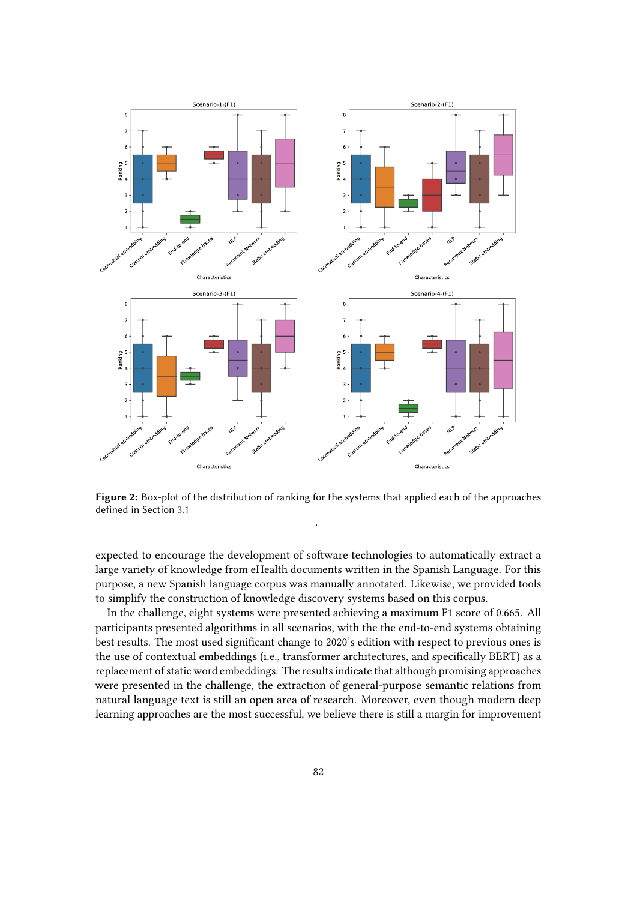**Figure 2:** Box-plot of the distribution of ranking for the systems that applied each of the approaches defined in Section 3.1

expected to encourage the development of software technologies to automatically extract a large variety of knowledge from eHealth documents written in the Spanish Language. For this purpose, a new Spanish language corpus was manually annotated. Likewise, we provided tools to simplify the construction of knowledge discovery systems based on this corpus.

In the challenge, eight systems were presented achieving a maximum F1 score of 0.665. All participants presented algorithms in all scenarios, with the the end-to-end systems obtaining best results. The most used significant change to 2020's edition with respect to previous ones is the use of contextual embeddings (i.e., transformer architectures, and specifically BERT) as a replacement of static word embeddings. The results indicate that although promising approaches were presented in the challenge, the extraction of general-purpose semantic relations from natural language text is still an open area of research. Moreover, even though modern deep learning approaches are the most successful, we believe there is still a margin for improvement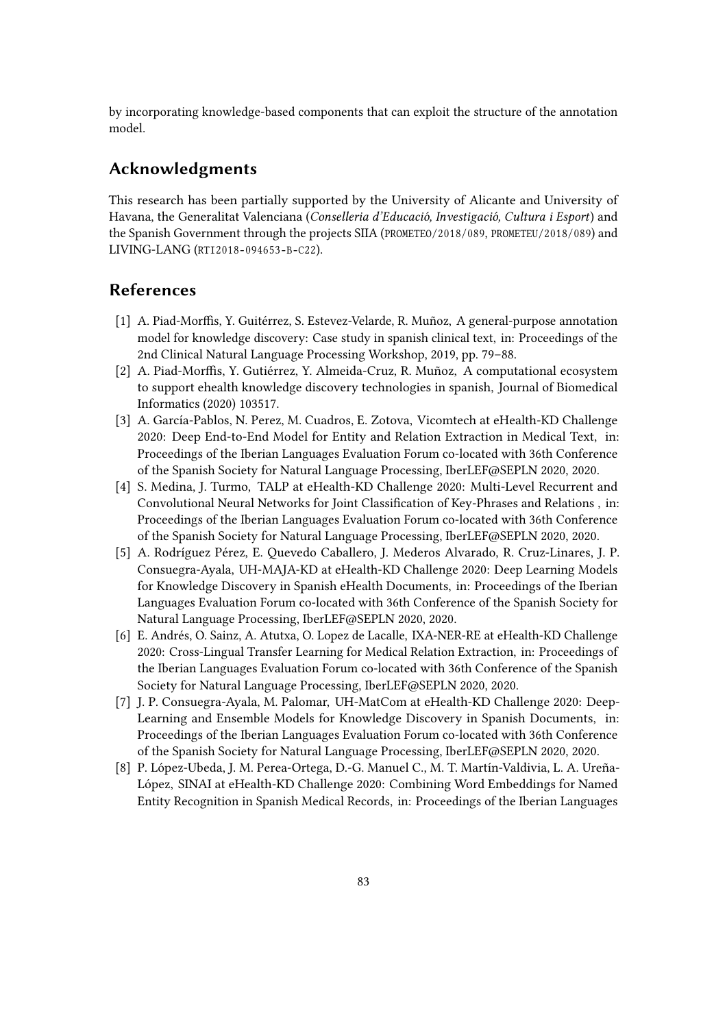by incorporating knowledge-based components that can exploit the structure of the annotation model.

## Acknowledgments

This research has been partially supported by the University of Alicante and University of Havana, the Generalitat Valenciana (*Conselleria d'Educació, Investigació, Cultura i Esport*) and the Spanish Government through the projects SIIA (PROMETEO/2018/089, PROMETEU/2018/089) and LIVING-LANG (RTI2018-094653-B-C22).

## References

[1] A. Piad-Morffis, Y. Guitérrez, S. Estevez-Velarde, R. Muñoz, A general-purpose annotation model for knowledge discovery: Case study in spanish clinical text, in: Proceedings of the 2nd Clinical Natural Language Processing Workshop, 2019, pp. 79–88.

[2] A. Piad-Morffis, Y. Gutiérrez, Y. Almeida-Cruz, R. Muñoz, A computational ecosystem to support ehealth knowledge discovery technologies in spanish, Journal of Biomedical Informatics (2020) 103517.

[3] A. García-Pablos, N. Perez, M. Cuadros, E. Zotova, Vicomtech at eHealth-KD Challenge 2020: Deep End-to-End Model for Entity and Relation Extraction in Medical Text, in: Proceedings of the Iberian Languages Evaluation Forum co-located with 36th Conference of the Spanish Society for Natural Language Processing, IberLEF@SEPLN 2020, 2020.

[4] S. Medina, J. Turmo, TALP at eHealth-KD Challenge 2020: Multi-Level Recurrent and Convolutional Neural Networks for Joint Classification of Key-Phrases and Relations , in: Proceedings of the Iberian Languages Evaluation Forum co-located with 36th Conference of the Spanish Society for Natural Language Processing, IberLEF@SEPLN 2020, 2020.

[5] A. Rodríguez Pérez, E. Quevedo Caballero, J. Mederos Alvarado, R. Cruz-Linares, J. P. Consuegra-Ayala, UH-MAJA-KD at eHealth-KD Challenge 2020: Deep Learning Models for Knowledge Discovery in Spanish eHealth Documents, in: Proceedings of the Iberian Languages Evaluation Forum co-located with 36th Conference of the Spanish Society for Natural Language Processing, IberLEF@SEPLN 2020, 2020.

[6] E. Andrés, O. Sainz, A. Atutxa, O. Lopez de Lacalle, IXA-NER-RE at eHealth-KD Challenge 2020: Cross-Lingual Transfer Learning for Medical Relation Extraction, in: Proceedings of the Iberian Languages Evaluation Forum co-located with 36th Conference of the Spanish Society for Natural Language Processing, IberLEF@SEPLN 2020, 2020.

[7] J. P. Consuegra-Ayala, M. Palomar, UH-MatCom at eHealth-KD Challenge 2020: Deep-Learning and Ensemble Models for Knowledge Discovery in Spanish Documents, in: Proceedings of the Iberian Languages Evaluation Forum co-located with 36th Conference of the Spanish Society for Natural Language Processing, IberLEF@SEPLN 2020, 2020.

[8] P. López-Ubeda, J. M. Perea-Ortega, D.-G. Manuel C., M. T. Martín-Valdivia, L. A. Ureña-López, SINAI at eHealth-KD Challenge 2020: Combining Word Embeddings for Named Entity Recognition in Spanish Medical Records, in: Proceedings of the Iberian Languages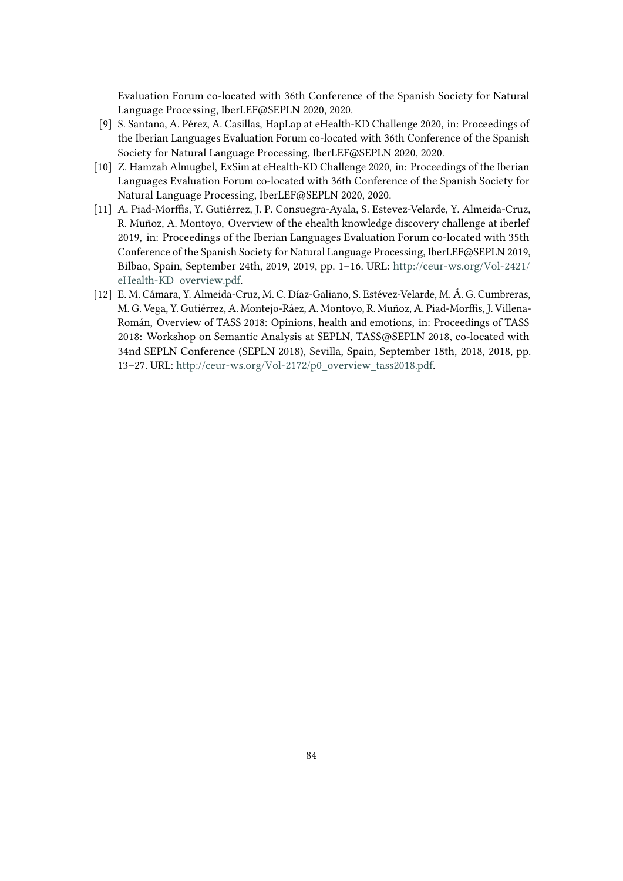Evaluation Forum co-located with 36th Conference of the Spanish Society for Natural Language Processing, IberLEF@SEPLN 2020, 2020.

[9] S. Santana, A. Pérez, A. Casillas, HapLap at eHealth-KD Challenge 2020, in: Proceedings of the Iberian Languages Evaluation Forum co-located with 36th Conference of the Spanish Society for Natural Language Processing, IberLEF@SEPLN 2020, 2020.

[10] Z. Hamzah Almugbel, ExSim at eHealth-KD Challenge 2020, in: Proceedings of the Iberian Languages Evaluation Forum co-located with 36th Conference of the Spanish Society for Natural Language Processing, IberLEF@SEPLN 2020, 2020.

[11] A. Piad-Morffis, Y. Gutiérrez, J. P. Consuegra-Ayala, S. Estevez-Velarde, Y. Almeida-Cruz, R. Muñoz, A. Montoyo, Overview of the ehealth knowledge discovery challenge at iberlef 2019, in: Proceedings of the Iberian Languages Evaluation Forum co-located with 35th Conference of the Spanish Society for Natural Language Processing, IberLEF@SEPLN 2019, Bilbao, Spain, September 24th, 2019, 2019, pp. 1–16. URL: http://ceur-ws.org/Vol-2421/eHealth-KD_overview.pdf.

[12] E. M. Cámara, Y. Almeida-Cruz, M. C. Díaz-Galiano, S. Estévez-Velarde, M. Á. G. Cumbreras, M. G. Vega, Y. Gutiérrez, A. Montejo-Ráez, A. Montoyo, R. Muñoz, A. Piad-Morffis, J. Villena-Román, Overview of TASS 2018: Opinions, health and emotions, in: Proceedings of TASS 2018: Workshop on Semantic Analysis at SEPLN, TASS@SEPLN 2018, co-located with 34nd SEPLN Conference (SEPLN 2018), Sevilla, Spain, September 18th, 2018, 2018, pp. 13–27. URL: http://ceur-ws.org/Vol-2172/p0_overview_tass2018.pdf.